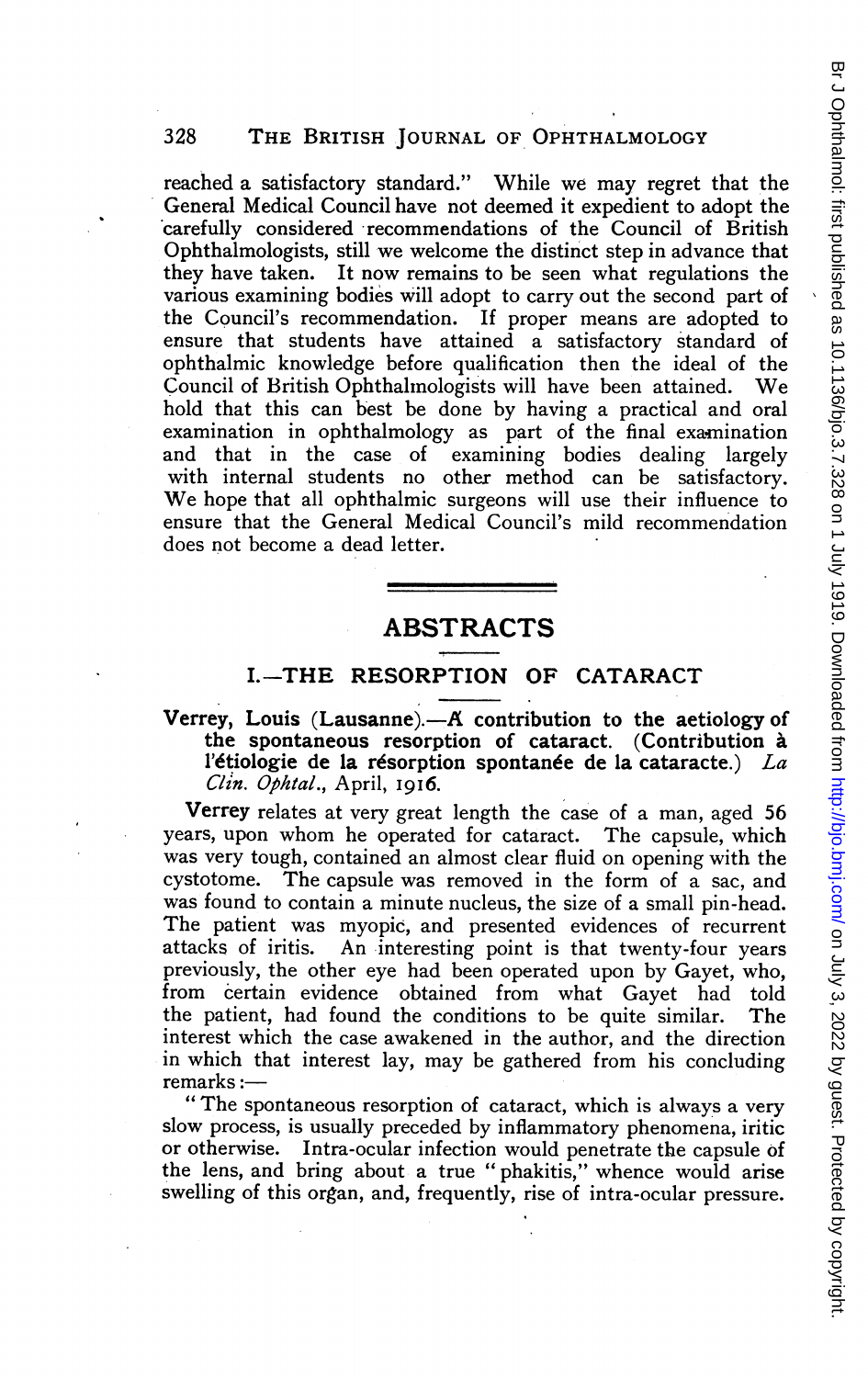reached a satisfactory standard." While we may regret that the General Medical Council have not deemed it expedient to adopt the carefully considered recommendations of the Council of British Ophthalmologists, still we welcome the distinct step in advance that they have taken. It now remains to be seen what regulations the various examining bodies will adopt to carry out the second part of the Council's recommendation. If proper means are adopted to ensure that students have attained a satisfactory standard of ophthalmic knowledge before qualification then the ideal of the Council of British Ophthalmologists will have been attained. We hold that this can best be done by having a practical and oral examination in ophthalmology as part of the final examination and that in the case of examining bodies dealing largely with internal students no other method can be satisfactory. We hope that all ophthalmic surgeons will use their influence to ensure that the General Medical Council's mild recommendation does not become a dead letter.

## ABSTRACTS

### I.—THE RESORPTION OF CATARACT

**Verrey, Louis (Lausanne).—A contribution to the aetiology of the spontaneous resorption of cataract. (Contribution à l'étiologie de la résorption spontanée de la cataracte.)** *La Clin. Ophtal.*, April, 1916.

**Verrey** relates at very great length the case of a man, aged 56 years, upon whom he operated for cataract. The capsule, which was very tough, contained an almost clear fluid on opening with the cystotome. The capsule was removed in the form of a sac, and was found to contain a minute nucleus, the size of a small pin-head. The patient was myopic, and presented evidences of recurrent attacks of iritis. An interesting point is that twenty-four years previously, the other eye had been operated upon by Gayet, who, from certain evidence obtained from what Gayet had told the patient, had found the conditions to be quite similar. The interest which the case awakened in the author, and the direction in which that interest lay, may be gathered from his concluding remarks:—

"The spontaneous resorption of cataract, which is always a very slow process, is usually preceded by inflammatory phenomena, iritic or otherwise. Intra-ocular infection would penetrate the capsule of the lens, and bring about a true "phakitis," whence would arise swelling of this organ, and, frequently, rise of intra-ocular pressure.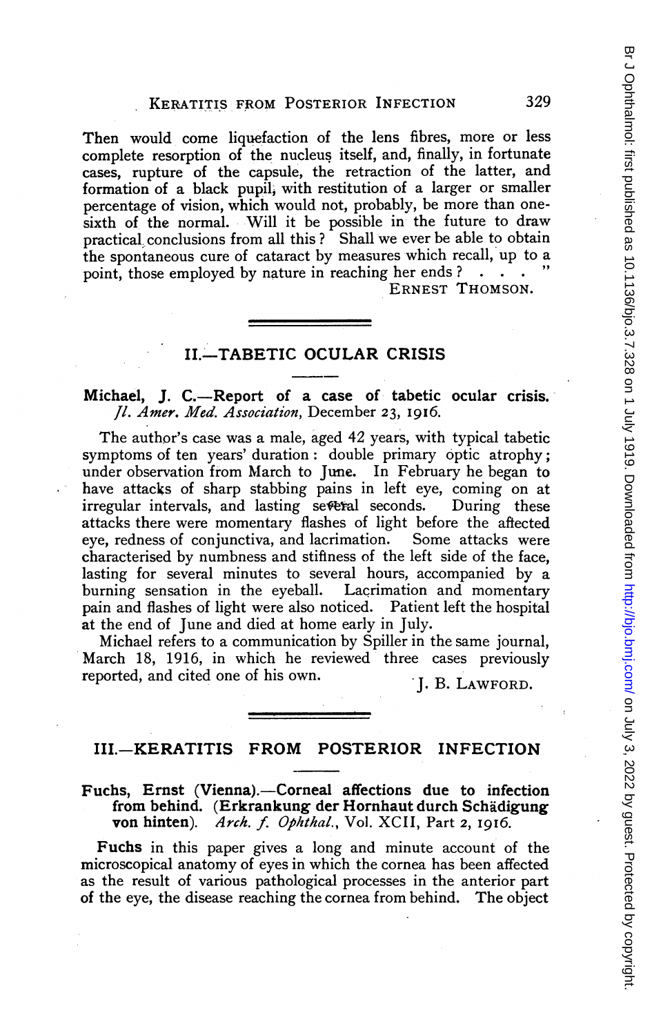Then would come liquefaction of the lens fibres, more or less complete resorption of the nucleus itself, and, finally, in fortunate cases, rupture of the capsule, the retraction of the latter, and formation of a black pupil, with restitution of a larger or smaller percentage of vision, which would not, probably, be more than one-sixth of the normal. Will it be possible in the future to draw practical conclusions from all this? Shall we ever be able to obtain the spontaneous cure of cataract by measures which recall, up to a point, those employed by nature in reaching her ends? . . . "

ERNEST THOMSON.

## II.—TABETIC OCULAR CRISIS

**Michael, J. C.—Report of a case of tabetic ocular crisis.** *Jl. Amer. Med. Association*, December 23, 1916.

The author's case was a male, aged 42 years, with typical tabetic symptoms of ten years' duration: double primary optic atrophy; under observation from March to June. In February he began to have attacks of sharp stabbing pains in left eye, coming on at irregular intervals, and lasting several seconds. During these attacks there were momentary flashes of light before the affected eye, redness of conjunctiva, and lacrimation. Some attacks were characterised by numbness and stifiness of the left side of the face, lasting for several minutes to several hours, accompanied by a burning sensation in the eyeball. Lacrimation and momentary pain and flashes of light were also noticed. Patient left the hospital at the end of June and died at home early in July.

Michael refers to a communication by Spiller in the same journal, March 18, 1916, in which he reviewed three cases previously reported, and cited one of his own.

J. B. LAWFORD.

## III.—KERATITIS FROM POSTERIOR INFECTION

**Fuchs, Ernst (Vienna).—Corneal affections due to infection from behind. (Erkrankung der Hornhaut durch Schädigung von hinten).** *Arch. f. Ophthal.*, Vol. XCII, Part 2, 1916.

**Fuchs** in this paper gives a long and minute account of the microscopical anatomy of eyes in which the cornea has been affected as the result of various pathological processes in the anterior part of the eye, the disease reaching the cornea from behind. The object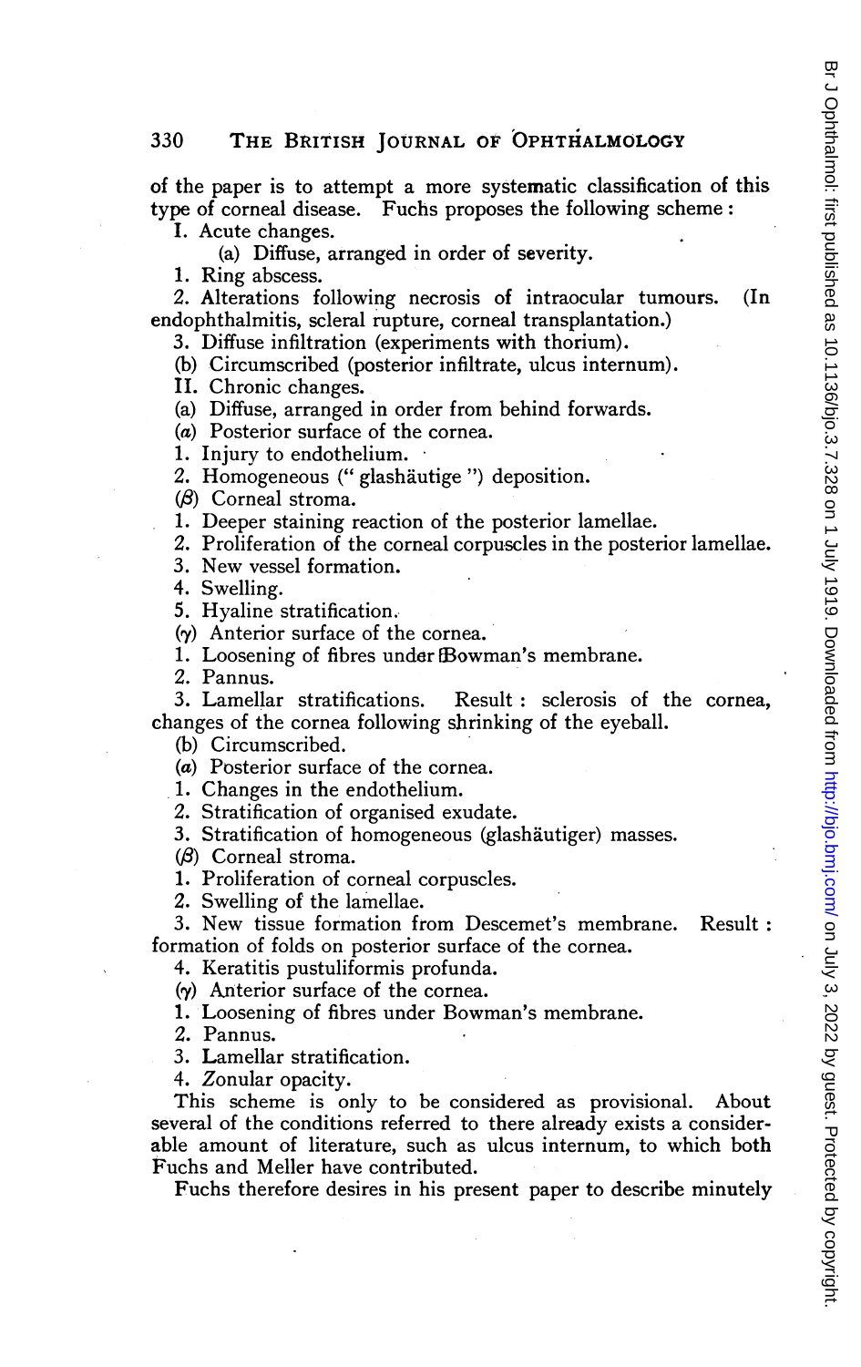of the paper is to attempt a more systematic classification of this type of corneal disease. Fuchs proposes the following scheme:

I. Acute changes.

(a) Diffuse, arranged in order of severity.

1. Ring abscess.

2. Alterations following necrosis of intraocular tumours. (In endophthalmitis, scleral rupture, corneal transplantation.)

3. Diffuse infiltration (experiments with thorium).

(b) Circumscribed (posterior infiltrate, ulcus internum).

II. Chronic changes.

(a) Diffuse, arranged in order from behind forwards.

(α) Posterior surface of the cornea.

1. Injury to endothelium.

2. Homogeneous ("glashäutige") deposition.

(β) Corneal stroma.

1. Deeper staining reaction of the posterior lamellae.

2. Proliferation of the corneal corpuscles in the posterior lamellae.

3. New vessel formation.

4. Swelling.

5. Hyaline stratification.

(γ) Anterior surface of the cornea.

1. Loosening of fibres under Bowman's membrane.

2. Pannus.

3. Lamellar stratifications. Result: sclerosis of the cornea, changes of the cornea following shrinking of the eyeball.

(b) Circumscribed.

(α) Posterior surface of the cornea.

1. Changes in the endothelium.

2. Stratification of organised exudate.

3. Stratification of homogeneous (glashäutiger) masses.

(β) Corneal stroma.

1. Proliferation of corneal corpuscles.

2. Swelling of the lamellae.

3. New tissue formation from Descemet's membrane. Result: formation of folds on posterior surface of the cornea.

4. Keratitis pustuliformis profunda.

(γ) Anterior surface of the cornea.

1. Loosening of fibres under Bowman's membrane.

2. Pannus.

3. Lamellar stratification.

4. Zonular opacity.

This scheme is only to be considered as provisional. About several of the conditions referred to there already exists a considerable amount of literature, such as ulcus internum, to which both Fuchs and Meller have contributed.

Fuchs therefore desires in his present paper to describe minutely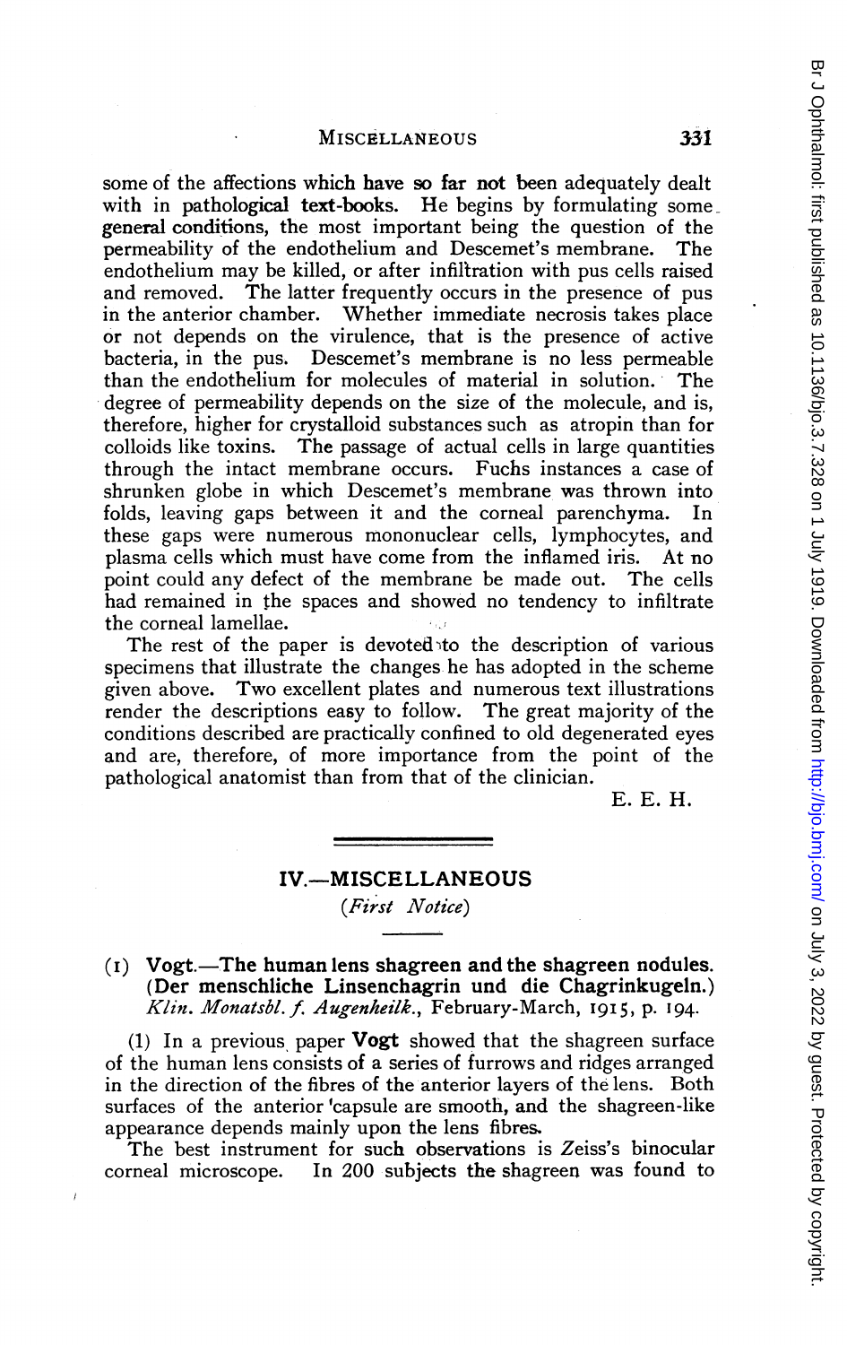some of the affections which have so far not been adequately dealt with in pathological text-books. He begins by formulating some general conditions, the most important being the question of the permeability of the endothelium and Descemet's membrane. The endothelium may be killed, or after infiltration with pus cells raised and removed. The latter frequently occurs in the presence of pus in the anterior chamber. Whether immediate necrosis takes place or not depends on the virulence, that is the presence of active bacteria, in the pus. Descemet's membrane is no less permeable than the endothelium for molecules of material in solution. The degree of permeability depends on the size of the molecule, and is, therefore, higher for crystalloid substances such as atropin than for colloids like toxins. The passage of actual cells in large quantities through the intact membrane occurs. Fuchs instances a case of shrunken globe in which Descemet's membrane was thrown into folds, leaving gaps between it and the corneal parenchyma. In these gaps were numerous mononuclear cells, lymphocytes, and plasma cells which must have come from the inflamed iris. At no point could any defect of the membrane be made out. The cells had remained in the spaces and showed no tendency to infiltrate the corneal lamellae.

The rest of the paper is devoted to the description of various specimens that illustrate the changes he has adopted in the scheme given above. Two excellent plates and numerous text illustrations render the descriptions easy to follow. The great majority of the conditions described are practically confined to old degenerated eyes and are, therefore, of more importance from the point of the pathological anatomist than from that of the clinician.

E. E. H.

## IV.—MISCELLANEOUS

*(First Notice)*

### (1) Vogt.—The human lens shagreen and the shagreen nodules. (Der menschliche Linsenchagrin und die Chagrinkugeln.) *Klin. Monatsbl. f. Augenheilk.*, February-March, 1915, p. 194.

(1) In a previous paper **Vogt** showed that the shagreen surface of the human lens consists of a series of furrows and ridges arranged in the direction of the fibres of the anterior layers of the lens. Both surfaces of the anterior capsule are smooth, and the shagreen-like appearance depends mainly upon the lens fibres.

The best instrument for such observations is Zeiss's binocular corneal microscope. In 200 subjects the shagreen was found to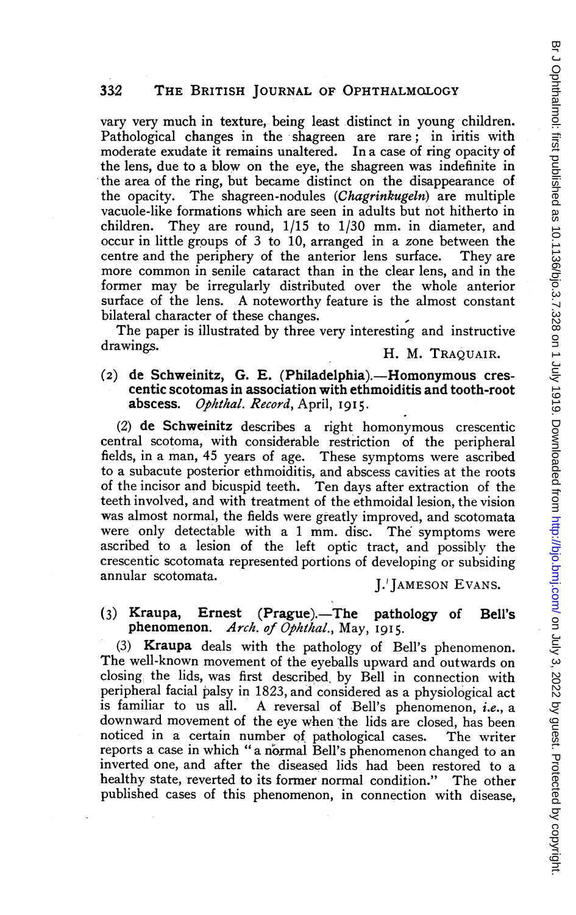vary very much in texture, being least distinct in young children. Pathological changes in the shagreen are rare; in iritis with moderate exudate it remains unaltered. In a case of ring opacity of the lens, due to a blow on the eye, the shagreen was indefinite in the area of the ring, but became distinct on the disappearance of the opacity. The shagreen-nodules (*Chagrinkugeln*) are multiple vacuole-like formations which are seen in adults but not hitherto in children. They are round, 1/15 to 1/30 mm. in diameter, and occur in little groups of 3 to 10, arranged in a zone between the centre and the periphery of the anterior lens surface. They are more common in senile cataract than in the clear lens, and in the former may be irregularly distributed over the whole anterior surface of the lens. A noteworthy feature is the almost constant bilateral character of these changes.

The paper is illustrated by three very interesting and instructive drawings.

H. M. TRAQUAIR.

**(2) de Schweinitz, G. E. (Philadelphia).—Homonymous crescentic scotomas in association with ethmoiditis and tooth-root abscess.** *Ophthal. Record*, April, 1915.

(2) **de Schweinitz** describes a right homonymous crescentic central scotoma, with considerable restriction of the peripheral fields, in a man, 45 years of age. These symptoms were ascribed to a subacute posterior ethmoiditis, and abscess cavities at the roots of the incisor and bicuspid teeth. Ten days after extraction of the teeth involved, and with treatment of the ethmoidal lesion, the vision was almost normal, the fields were greatly improved, and scotomata were only detectable with a 1 mm. disc. The symptoms were ascribed to a lesion of the left optic tract, and possibly the crescentic scotomata represented portions of developing or subsiding annular scotomata.

J. JAMESON EVANS.

**(3) Kraupa, Ernest (Prague).—The pathology of Bell's phenomenon.** *Arch. of Ophthal.*, May, 1915.

(3) **Kraupa** deals with the pathology of Bell's phenomenon. The well-known movement of the eyeballs upward and outwards on closing the lids, was first described by Bell in connection with peripheral facial palsy in 1823, and considered as a physiological act is familiar to us all. A reversal of Bell's phenomenon, *i.e.*, a downward movement of the eye when the lids are closed, has been noticed in a certain number of pathological cases. The writer reports a case in which "a normal Bell's phenomenon changed to an inverted one, and after the diseased lids had been restored to a healthy state, reverted to its former normal condition." The other published cases of this phenomenon, in connection with disease,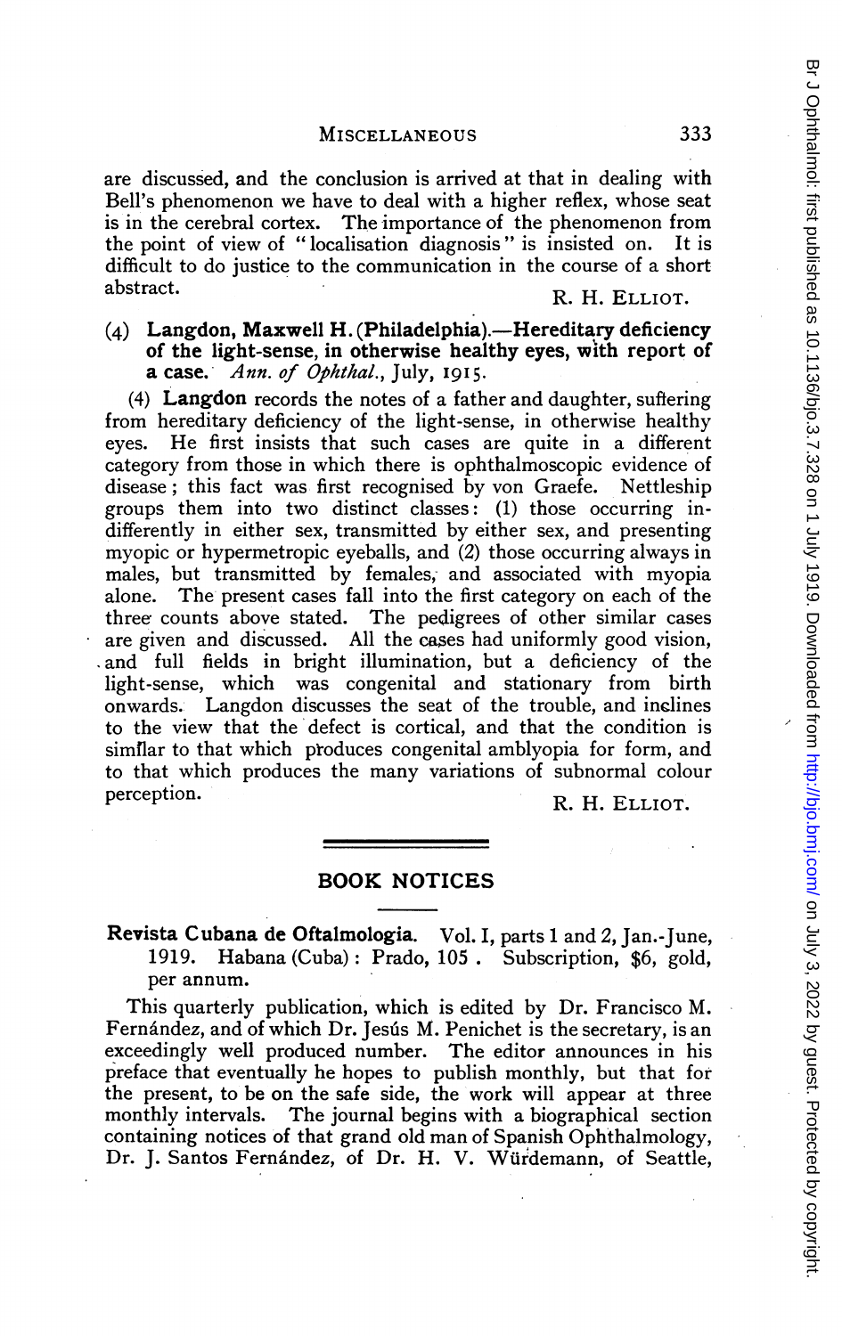are discussed, and the conclusion is arrived at that in dealing with Bell's phenomenon we have to deal with a higher reflex, whose seat is in the cerebral cortex. The importance of the phenomenon from the point of view of "localisation diagnosis" is insisted on. It is difficult to do justice to the communication in the course of a short abstract.

R. H. ELLIOT.

(4) **Langdon, Maxwell H. (Philadelphia).—Hereditary deficiency of the light-sense, in otherwise healthy eyes, with report of a case.** *Ann. of Ophthal.*, July, 1915.

(4) **Langdon** records the notes of a father and daughter, suffering from hereditary deficiency of the light-sense, in otherwise healthy eyes. He first insists that such cases are quite in a different category from those in which there is ophthalmoscopic evidence of disease; this fact was first recognised by von Graefe. Nettleship groups them into two distinct classes: (1) those occurring indifferently in either sex, transmitted by either sex, and presenting myopic or hypermetropic eyeballs, and (2) those occurring always in males, but transmitted by females, and associated with myopia alone. The present cases fall into the first category on each of the three counts above stated. The pedigrees of other similar cases are given and discussed. All the cases had uniformly good vision, and full fields in bright illumination, but a deficiency of the light-sense, which was congenital and stationary from birth onwards. Langdon discusses the seat of the trouble, and inclines to the view that the defect is cortical, and that the condition is similar to that which produces congenital amblyopia for form, and to that which produces the many variations of subnormal colour perception.

R. H. ELLIOT.

## BOOK NOTICES

**Revista Cubana de Oftalmologia.** Vol. I, parts 1 and 2, Jan.-June, 1919. Habana (Cuba): Prado, 105. Subscription, $6, gold, per annum.

This quarterly publication, which is edited by Dr. Francisco M. Fernández, and of which Dr. Jesús M. Penichet is the secretary, is an exceedingly well produced number. The editor announces in his preface that eventually he hopes to publish monthly, but that for the present, to be on the safe side, the work will appear at three monthly intervals. The journal begins with a biographical section containing notices of that grand old man of Spanish Ophthalmology, Dr. J. Santos Fernández, of Dr. H. V. Würdemann, of Seattle,